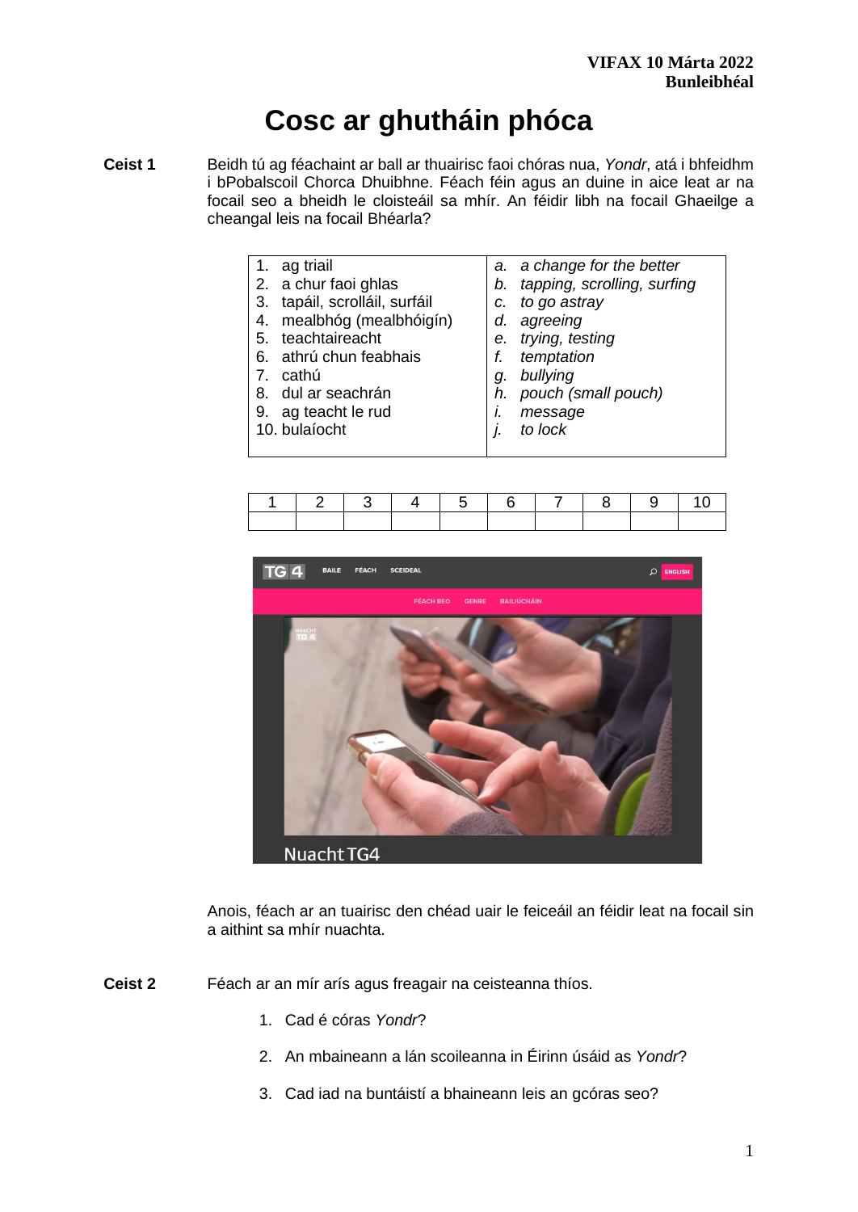VIFAX 10 Márta 2022
**Bunleibhéal**

# Cosc ar ghutháin phóca

**Ceist 1** Beidh tú ag féachaint ar ball ar thuairisc faoi chóras nua, *Yondr*, atá i bhfeidhm i bPobalscoil Chorca Dhuibhne. Féach féin agus an duine in aice leat ar na focail seo a bheidh le cloisteáil sa mhír. An féidir libh na focail Ghaeilge a cheangal leis na focail Bhéarla?

| | |
|---|---|
| 1. ag triail | *a. a change for the better* |
| 2. a chur faoi ghlas | *b. tapping, scrolling, surfing* |
| 3. tapáil, scrolláil, surfáil | *c. to go astray* |
| 4. mealbhóg (mealbhóigín) | *d. agreeing* |
| 5. teachtaireacht | *e. trying, testing* |
| 6. athrú chun feabhais | *f. temptation* |
| 7. cathú | *g. bullying* |
| 8. dul ar seachrán | *h. pouch (small pouch)* |
| 9. ag teacht le rud | *i. message* |
| 10. bulaíocht | *j. to lock* |

| 1 | 2 | 3 | 4 | 5 | 6 | 7 | 8 | 9 | 10 |
|---|---|---|---|---|---|---|---|---|---|
| | | | | | | | | | |

Anois, féach ar an tuairisc den chéad uair le feiceáil an féidir leat na focail sin a aithint sa mhír nuachta.

**Ceist 2** Féach ar an mír arís agus freagair na ceisteanna thíos.

1. Cad é córas *Yondr*?
2. An mbaineann a lán scoileanna in Éirinn úsáid as *Yondr*?
3. Cad iad na buntáistí a bhaineann leis an gcóras seo?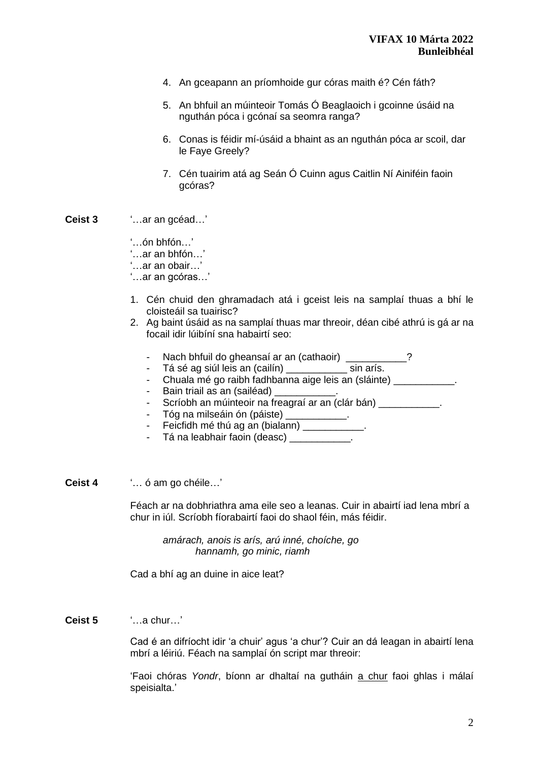4. An gceapann an príomhoide gur córas maith é? Cén fáth?

5. An bhfuil an múinteoir Tomás Ó Beaglaoich i gcoinne úsáid na nguthán póca i gcónaí sa seomra ranga?

6. Conas is féidir mí-úsáid a bhaint as an nguthán póca ar scoil, dar le Faye Greely?

7. Cén tuairim atá ag Seán Ó Cuinn agus Caitlin Ní Ainiféin faoin gcóras?

**Ceist 3** '…ar an gcéad…'

'…ón bhfón…'
'…ar an bhfón…'
'…ar an obair…'
'…ar an gcóras…'

1. Cén chuid den ghramadach atá i gceist leis na samplaí thuas a bhí le cloisteáil sa tuairisc?
2. Ag baint úsáid as na samplaí thuas mar threoir, déan cibé athrú is gá ar na focail idir lúibíní sna habairtí seo:

   - Nach bhfuil do gheansaí ar an (cathaoir) ___________?
   - Tá sé ag siúl leis an (cailín) ___________ sin arís.
   - Chuala mé go raibh fadhbanna aige leis an (sláinte) ___________.
   - Bain triail as an (sailéad) ___________.
   - Scríobh an múinteoir na freagraí ar an (clár bán) ___________.
   - Tóg na milseáin ón (páiste) ___________.
   - Feicfidh mé thú ag an (bialann) ___________.
   - Tá na leabhair faoin (deasc) ___________.

**Ceist 4** '… ó am go chéile…'

Féach ar na dobhriathra ama eile seo a leanas. Cuir in abairtí iad lena mbrí a chur in iúl. Scríobh fíorabairtí faoi do shaol féin, más féidir.

*amárach, anois is arís, arú inné, choíche, go hannamh, go minic, riamh*

Cad a bhí ag an duine in aice leat?

**Ceist 5** '…a chur…'

Cad é an difríocht idir 'a chuir' agus 'a chur'? Cuir an dá leagan in abairtí lena mbrí a léiriú. Féach na samplaí ón script mar threoir:

'Faoi chóras *Yondr*, bíonn ar dhaltaí na gutháin a chur faoi ghlas i málaí speisialta.'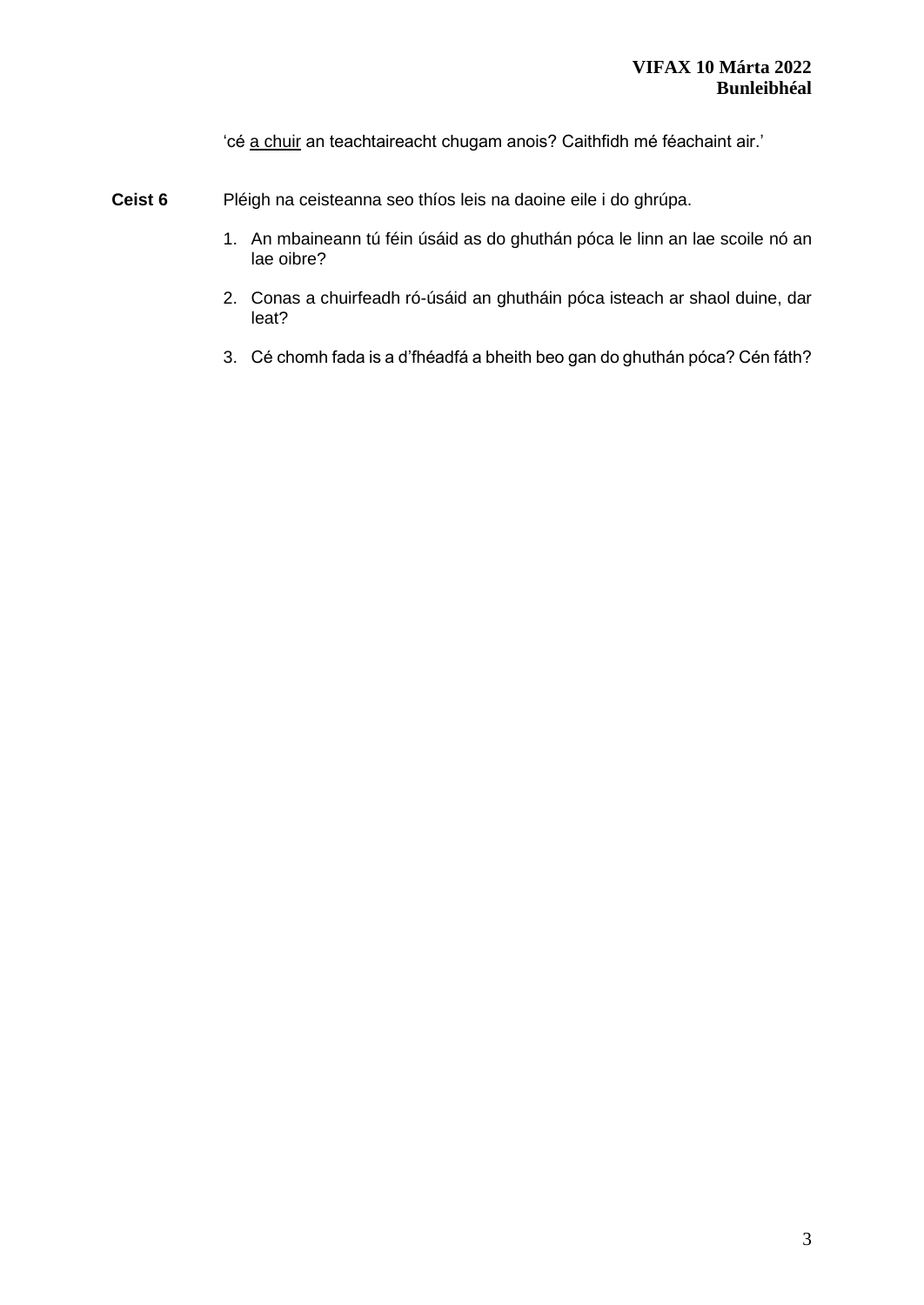'cé <u>a chuir</u> an teachtaireacht chugam anois? Caithfidh mé féachaint air.'

**Ceist 6** Pléigh na ceisteanna seo thíos leis na daoine eile i do ghrúpa.

1. An mbaineann tú féin úsáid as do ghuthán póca le linn an lae scoile nó an lae oibre?
2. Conas a chuirfeadh ró-úsáid an ghutháin póca isteach ar shaol duine, dar leat?
3. Cé chomh fada is a d'fhéadfá a bheith beo gan do ghuthán póca? Cén fáth?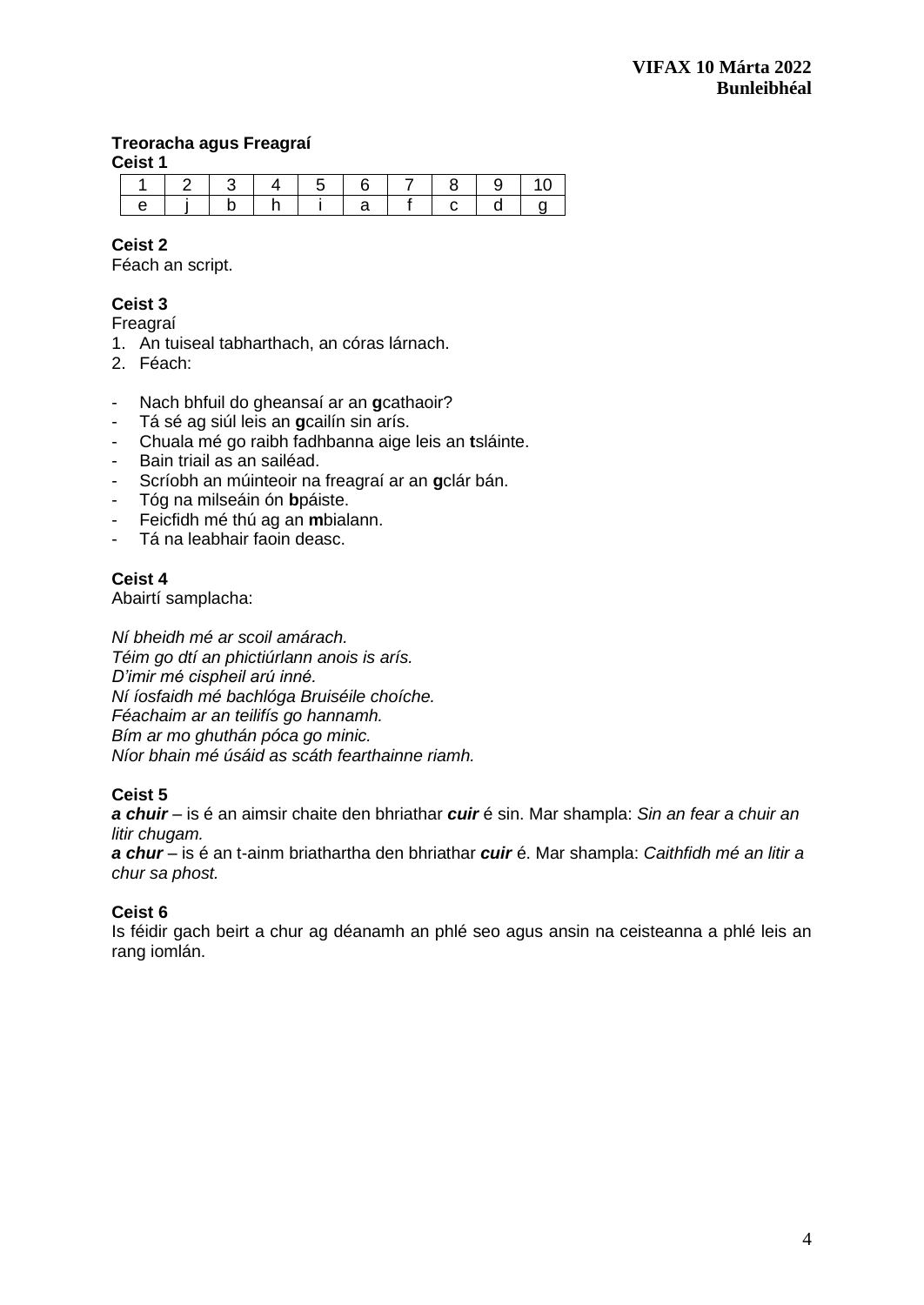**VIFAX 10 Márta 2022**
**Bunleibhéal**

**Treoracha agus Freagraí**

**Ceist 1**

| 1 | 2 | 3 | 4 | 5 | 6 | 7 | 8 | 9 | 10 |
|---|---|---|---|---|---|---|---|---|---|
| e | j | b | h | i | a | f | c | d | g |

**Ceist 2**
Féach an script.

**Ceist 3**
Freagraí

1. An tuiseal tabharthach, an córas lárnach.
2. Féach:

- Nach bhfuil do gheansaí ar an **g**cathaoir?
- Tá sé ag siúl leis an **g**cailín sin arís.
- Chuala mé go raibh fadhbanna aige leis an **t**sláinte.
- Bain triail as an sailéad.
- Scríobh an múinteoir na freagraí ar an **g**clár bán.
- Tóg na milseáin ón **b**páiste.
- Feicfidh mé thú ag an **m**bialann.
- Tá na leabhair faoin deasc.

**Ceist 4**
Abairtí samplacha:

*Ní bheidh mé ar scoil amárach.*
*Téim go dtí an phictiúrlann anois is arís.*
*D'imir mé cispheil arú inné.*
*Ní íosfaidh mé bachlóga Bruiséile choíche.*
*Féachaim ar an teilifís go hannamh.*
*Bím ar mo ghuthán póca go minic.*
*Níor bhain mé úsáid as scáth fearthainne riamh.*

**Ceist 5**
***a chuir*** – is é an aimsir chaite den bhriathar ***cuir*** é sin. Mar shampla: *Sin an fear a chuir an litir chugam.*
***a chur*** – is é an t-ainm briathartha den bhriathar ***cuir*** é. Mar shampla: *Caithfidh mé an litir a chur sa phost.*

**Ceist 6**
Is féidir gach beirt a chur ag déanamh an phlé seo agus ansin na ceisteanna a phlé leis an rang iomlán.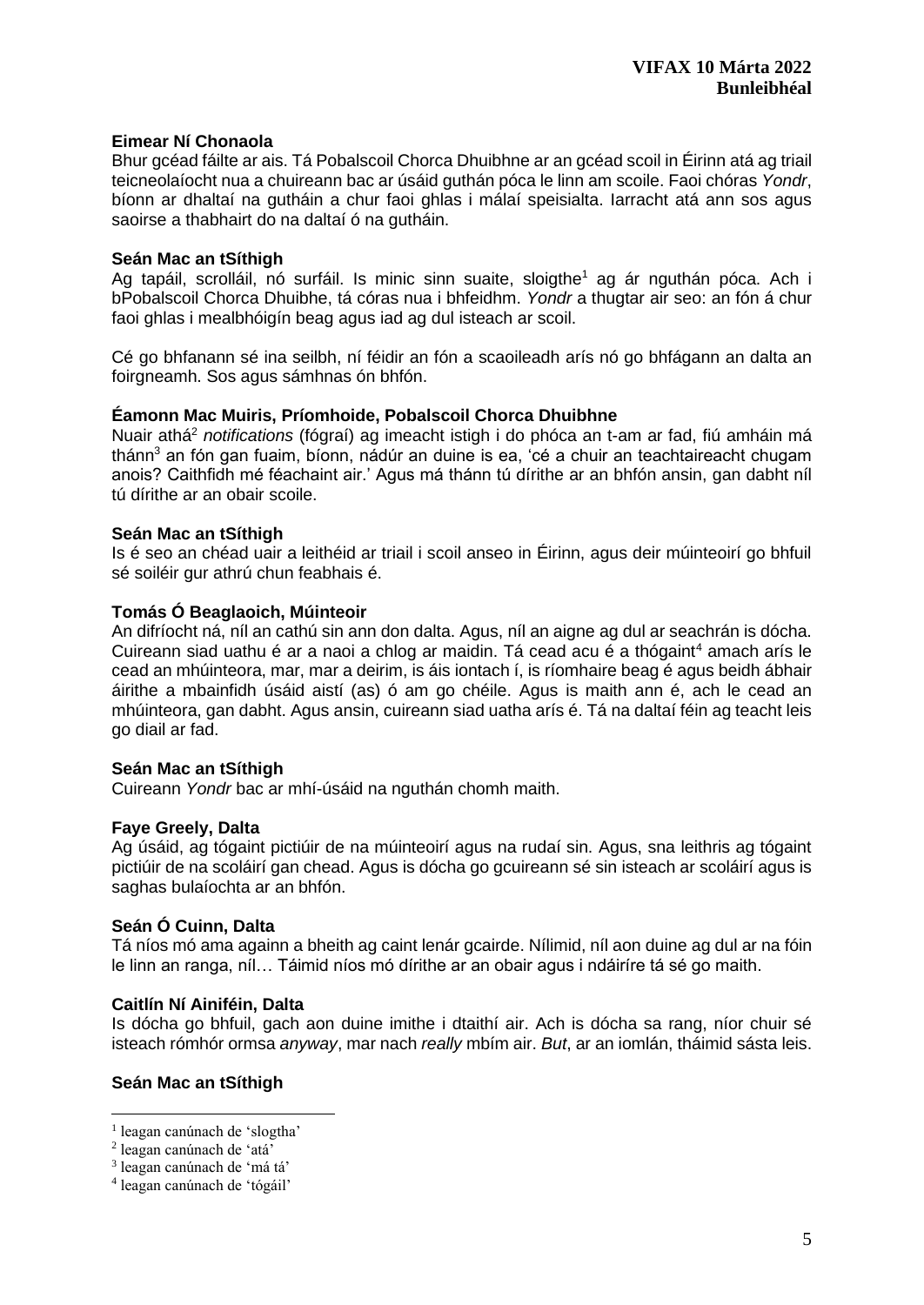**Eimear Ní Chonaola**
Bhur gcéad fáilte ar ais. Tá Pobalscoil Chorca Dhuibhne ar an gcéad scoil in Éirinn atá ag triail teicneolaíocht nua a chuireann bac ar úsáid guthán póca le linn am scoile. Faoi chóras *Yondr*, bíonn ar dhaltaí na gutháin a chur faoi ghlas i málaí speisialta. Iarracht atá ann sos agus saoirse a thabhairt do na daltaí ó na gutháin.

**Seán Mac an tSíthigh**
Ag tapáil, scrolláil, nó surfáil. Is minic sinn suaite, sloigthe[1] ag ár nguthán póca. Ach i bPobalscoil Chorca Dhuibhe, tá córas nua i bhfeidhm. *Yondr* a thugtar air seo: an fón á chur faoi ghlas i mealbhóigín beag agus iad ag dul isteach ar scoil.

Cé go bhfanann sé ina seilbh, ní féidir an fón a scaoileadh arís nó go bhfágann an dalta an foirgneamh. Sos agus sámhnas ón bhfón.

**Éamonn Mac Muiris, Príomhoide, Pobalscoil Chorca Dhuibhne**
Nuair athá[2] *notifications* (fógraí) ag imeacht istigh i do phóca an t-am ar fad, fiú amháin má thánn[3] an fón gan fuaim, bíonn, nádúr an duine is ea, 'cé a chuir an teachtaireacht chugam anois? Caithfidh mé féachaint air.' Agus má thánn tú dírithe ar an bhfón ansin, gan dabht níl tú dírithe ar an obair scoile.

**Seán Mac an tSíthigh**
Is é seo an chéad uair a leithéid ar triail i scoil anseo in Éirinn, agus deir múinteoirí go bhfuil sé soiléir gur athrú chun feabhais é.

**Tomás Ó Beaglaoich, Múinteoir**
An difríocht ná, níl an cathú sin ann don dalta. Agus, níl an aigne ag dul ar seachrán is dócha. Cuireann siad uathu é ar a naoi a chlog ar maidin. Tá cead acu é a thógaint[4] amach arís le cead an mhúinteora, mar, mar a deirim, is áis iontach í, is ríomhaire beag é agus beidh ábhair áirithe a mbainfidh úsáid aistí (as) ó am go chéile. Agus is maith ann é, ach le cead an mhúinteora, gan dabht. Agus ansin, cuireann siad uatha arís é. Tá na daltaí féin ag teacht leis go diail ar fad.

**Seán Mac an tSíthigh**
Cuireann *Yondr* bac ar mhí-úsáid na nguthán chomh maith.

**Faye Greely, Dalta**
Ag úsáid, ag tógaint pictiúir de na múinteoirí agus na rudaí sin. Agus, sna leithris ag tógaint pictiúir de na scoláirí gan chead. Agus is dócha go gcuireann sé sin isteach ar scoláirí agus is saghas bulaíochta ar an bhfón.

**Seán Ó Cuinn, Dalta**
Tá níos mó ama againn a bheith ag caint lenár gcairde. Nílimid, níl aon duine ag dul ar na fóin le linn an ranga, níl… Táimid níos mó dírithe ar an obair agus i ndáiríre tá sé go maith.

**Caitlín Ní Ainiféin, Dalta**
Is dócha go bhfuil, gach aon duine imithe i dtaithí air. Ach is dócha sa rang, níor chuir sé isteach rómhór ormsa *anyway*, mar nach *really* mbím air. *But*, ar an iomlán, tháimid sásta leis.

**Seán Mac an tSíthigh**

[1] leagan canúnach de 'slogtha'
[2] leagan canúnach de 'atá'
[3] leagan canúnach de 'má tá'
[4] leagan canúnach de 'tógáil'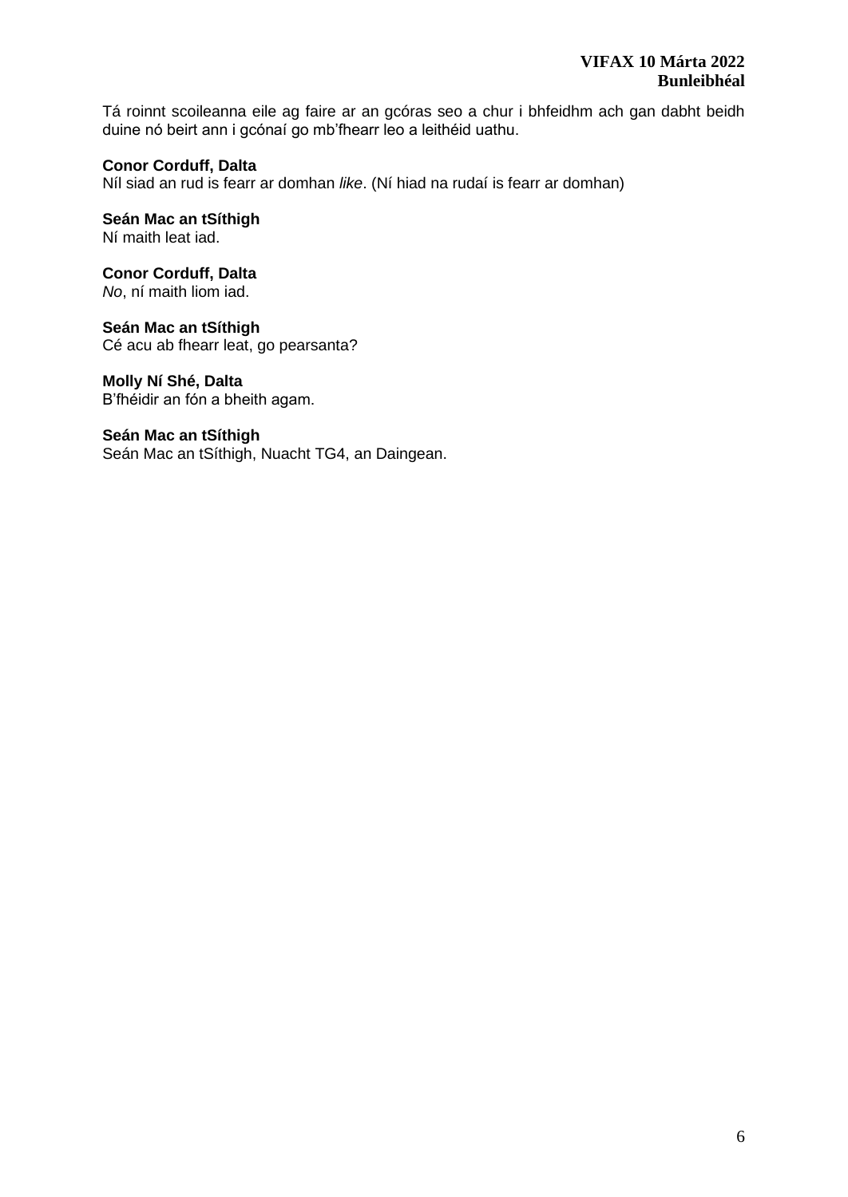Tá roinnt scoileanna eile ag faire ar an gcóras seo a chur i bhfeidhm ach gan dabht beidh duine nó beirt ann i gcónaí go mb'fhearr leo a leithéid uathu.

**Conor Corduff, Dalta**
Níl siad an rud is fearr ar domhan *like*. (Ní hiad na rudaí is fearr ar domhan)

**Seán Mac an tSíthigh**
Ní maith leat iad.

**Conor Corduff, Dalta**
*No*, ní maith liom iad.

**Seán Mac an tSíthigh**
Cé acu ab fhearr leat, go pearsanta?

**Molly Ní Shé, Dalta**
B'fhéidir an fón a bheith agam.

**Seán Mac an tSíthigh**
Seán Mac an tSíthigh, Nuacht TG4, an Daingean.